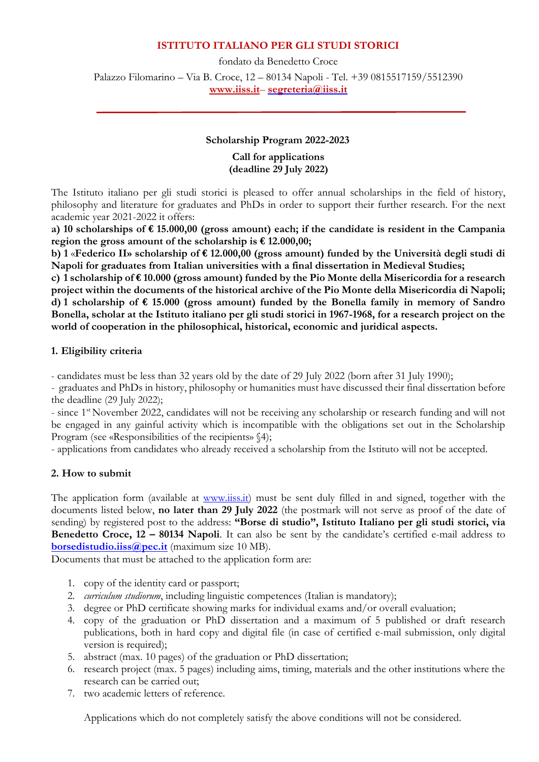**ISTITUTO ITALIANO PER GLI STUDI STORICI**

fondato da Benedetto Croce

Palazzo Filomarino – Via B. Croce, 12 – 80134 Napoli - Tel. +39 0815517159/5512390

www.iiss.it– segreteria@iiss.it

---

**Scholarship Program 2022-2023**

**Call for applications**
**(deadline 29 July 2022)**

The Istituto italiano per gli studi storici is pleased to offer annual scholarships in the field of history, philosophy and literature for graduates and PhDs in order to support their further research. For the next academic year 2021-2022 it offers:

**a) 10 scholarships of € 15.000,00 (gross amount) each; if the candidate is resident in the Campania region the gross amount of the scholarship is € 12.000,00;**

**b) 1 «Federico II» scholarship of € 12.000,00 (gross amount) funded by the Università degli studi di Napoli for graduates from Italian universities with a final dissertation in Medieval Studies;**

**c) 1 scholarship of € 10.000 (gross amount) funded by the Pio Monte della Misericordia for a research project within the documents of the historical archive of the Pio Monte della Misericordia di Napoli;**

**d) 1 scholarship of € 15.000 (gross amount) funded by the Bonella family in memory of Sandro Bonella, scholar at the Istituto italiano per gli studi storici in 1967-1968, for a research project on the world of cooperation in the philosophical, historical, economic and juridical aspects.**

### 1. Eligibility criteria

- candidates must be less than 32 years old by the date of 29 July 2022 (born after 31 July 1990);
- graduates and PhDs in history, philosophy or humanities must have discussed their final dissertation before the deadline (29 July 2022);
- since 1st November 2022, candidates will not be receiving any scholarship or research funding and will not be engaged in any gainful activity which is incompatible with the obligations set out in the Scholarship Program (see «Responsibilities of the recipients» §4);
- applications from candidates who already received a scholarship from the Istituto will not be accepted.

### 2. How to submit

The application form (available at www.iiss.it) must be sent duly filled in and signed, together with the documents listed below, **no later than 29 July 2022** (the postmark will not serve as proof of the date of sending) by registered post to the address: **"Borse di studio", Istituto Italiano per gli studi storici, via Benedetto Croce, 12 – 80134 Napoli**. It can also be sent by the candidate's certified e-mail address to **borsedistudio.iiss@pec.it** (maximum size 10 MB).

Documents that must be attached to the application form are:

1. copy of the identity card or passport;
2. *curriculum studiorum*, including linguistic competences (Italian is mandatory);
3. degree or PhD certificate showing marks for individual exams and/or overall evaluation;
4. copy of the graduation or PhD dissertation and a maximum of 5 published or draft research publications, both in hard copy and digital file (in case of certified e-mail submission, only digital version is required);
5. abstract (max. 10 pages) of the graduation or PhD dissertation;
6. research project (max. 5 pages) including aims, timing, materials and the other institutions where the research can be carried out;
7. two academic letters of reference.

Applications which do not completely satisfy the above conditions will not be considered.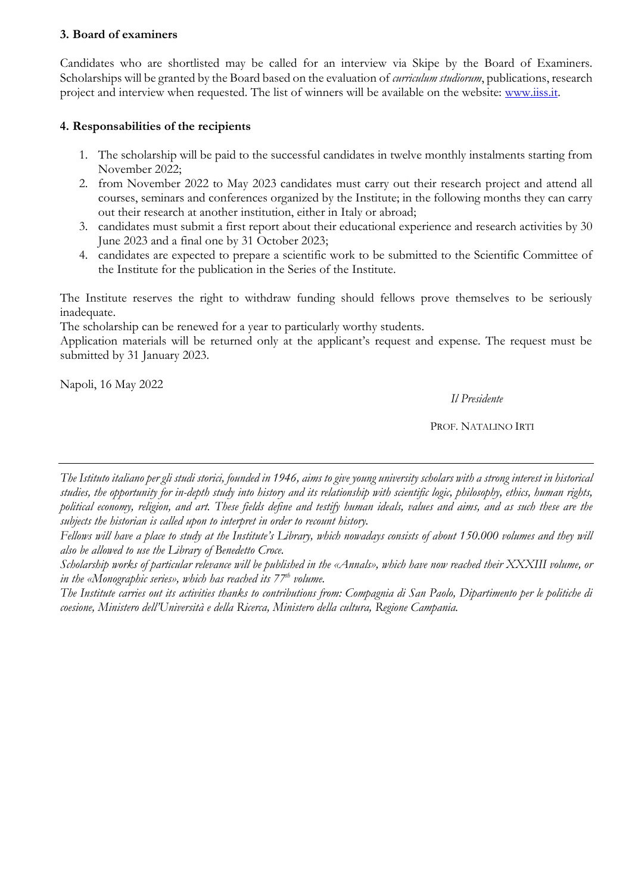### 3. Board of examiners

Candidates who are shortlisted may be called for an interview via Skipe by the Board of Examiners. Scholarships will be granted by the Board based on the evaluation of *curriculum studiorum*, publications, research project and interview when requested. The list of winners will be available on the website: [www.iiss.it](http://www.iiss.it).

### 4. Responsabilities of the recipients

1. The scholarship will be paid to the successful candidates in twelve monthly instalments starting from November 2022;
2. from November 2022 to May 2023 candidates must carry out their research project and attend all courses, seminars and conferences organized by the Institute; in the following months they can carry out their research at another institution, either in Italy or abroad;
3. candidates must submit a first report about their educational experience and research activities by 30 June 2023 and a final one by 31 October 2023;
4. candidates are expected to prepare a scientific work to be submitted to the Scientific Committee of the Institute for the publication in the Series of the Institute.

The Institute reserves the right to withdraw funding should fellows prove themselves to be seriously inadequate.
The scholarship can be renewed for a year to particularly worthy students.
Application materials will be returned only at the applicant's request and expense. The request must be submitted by 31 January 2023.

Napoli, 16 May 2022

*Il Presidente*

PROF. NATALINO IRTI

---

*The Istituto italiano per gli studi storici, founded in 1946, aims to give young university scholars with a strong interest in historical studies, the opportunity for in-depth study into history and its relationship with scientific logic, philosophy, ethics, human rights, political economy, religion, and art. These fields define and testify human ideals, values and aims, and as such these are the subjects the historian is called upon to interpret in order to recount history.*
*Fellows will have a place to study at the Institute's Library, which nowadays consists of about 150.000 volumes and they will also be allowed to use the Library of Benedetto Croce.*
*Scholarship works of particular relevance will be published in the «Annals», which have now reached their XXXIII volume, or in the «Monographic series», which has reached its 77th volume.*
*The Institute carries out its activities thanks to contributions from: Compagnia di San Paolo, Dipartimento per le politiche di coesione, Ministero dell'Università e della Ricerca, Ministero della cultura, Regione Campania.*